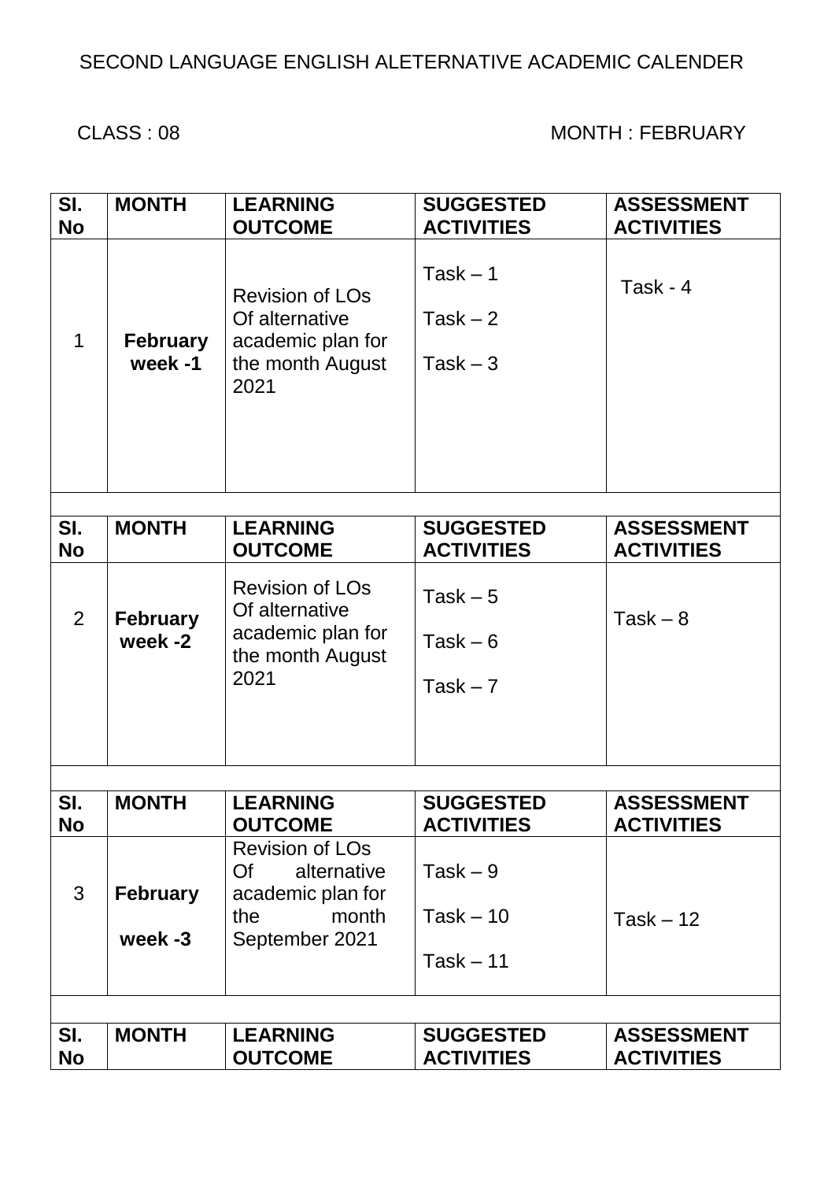SECOND LANGUAGE ENGLISH ALETERNATIVE ACADEMIC CALENDER

CLASS : 08 MONTH : FEBRUARY

| Sl. No | MONTH | LEARNING OUTCOME | SUGGESTED ACTIVITIES | ASSESSMENT ACTIVITIES |
|---|---|---|---|---|
| 1 | **February week -1** | Revision of LOs Of alternative academic plan for the month August 2021 | Task – 1<br>Task – 2<br>Task – 3 | Task - 4 |

| Sl. No | MONTH | LEARNING OUTCOME | SUGGESTED ACTIVITIES | ASSESSMENT ACTIVITIES |
|---|---|---|---|---|
| 2 | **February week -2** | Revision of LOs Of alternative academic plan for the month August 2021 | Task – 5<br>Task – 6<br>Task – 7 | Task – 8 |

| Sl. No | MONTH | LEARNING OUTCOME | SUGGESTED ACTIVITIES | ASSESSMENT ACTIVITIES |
|---|---|---|---|---|
| 3 | **February week -3** | Revision of LOs Of alternative academic plan for the month September 2021 | Task – 9<br>Task – 10<br>Task – 11 | Task – 12 |

| Sl. No | MONTH | LEARNING OUTCOME | SUGGESTED ACTIVITIES | ASSESSMENT ACTIVITIES |
|---|---|---|---|---|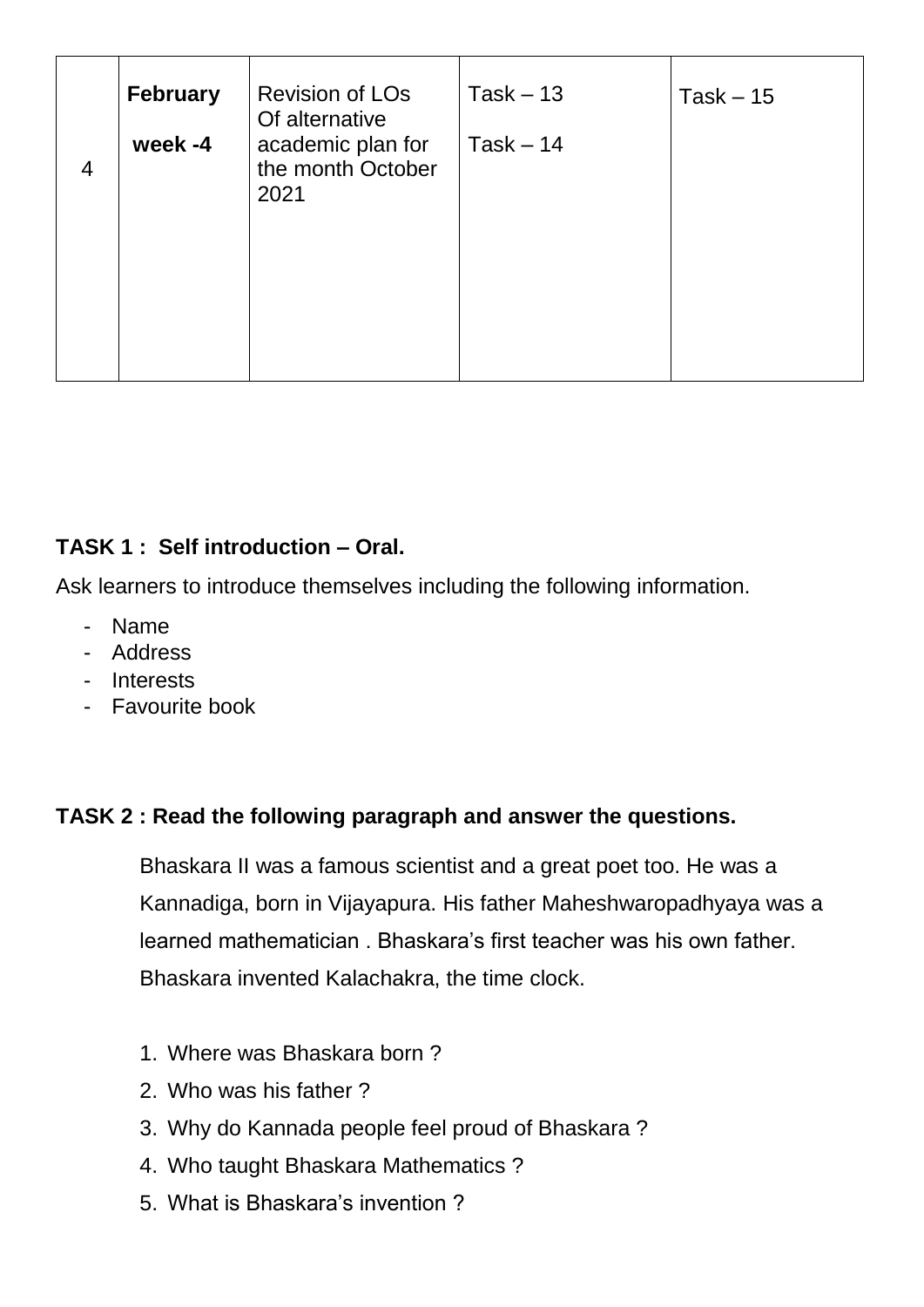| 4 | **February** **week -4** | Revision of LOs Of alternative academic plan for the month October 2021 | Task – 13<br>Task – 14 | Task – 15 |
|---|---|---|---|---|

**TASK 1 : Self introduction – Oral.**

Ask learners to introduce themselves including the following information.

- Name
- Address
- Interests
- Favourite book

**TASK 2 : Read the following paragraph and answer the questions.**

Bhaskara II was a famous scientist and a great poet too. He was a Kannadiga, born in Vijayapura. His father Maheshwaropadhyaya was a learned mathematician . Bhaskara's first teacher was his own father. Bhaskara invented Kalachakra, the time clock.

1. Where was Bhaskara born ?
2. Who was his father ?
3. Why do Kannada people feel proud of Bhaskara ?
4. Who taught Bhaskara Mathematics ?
5. What is Bhaskara's invention ?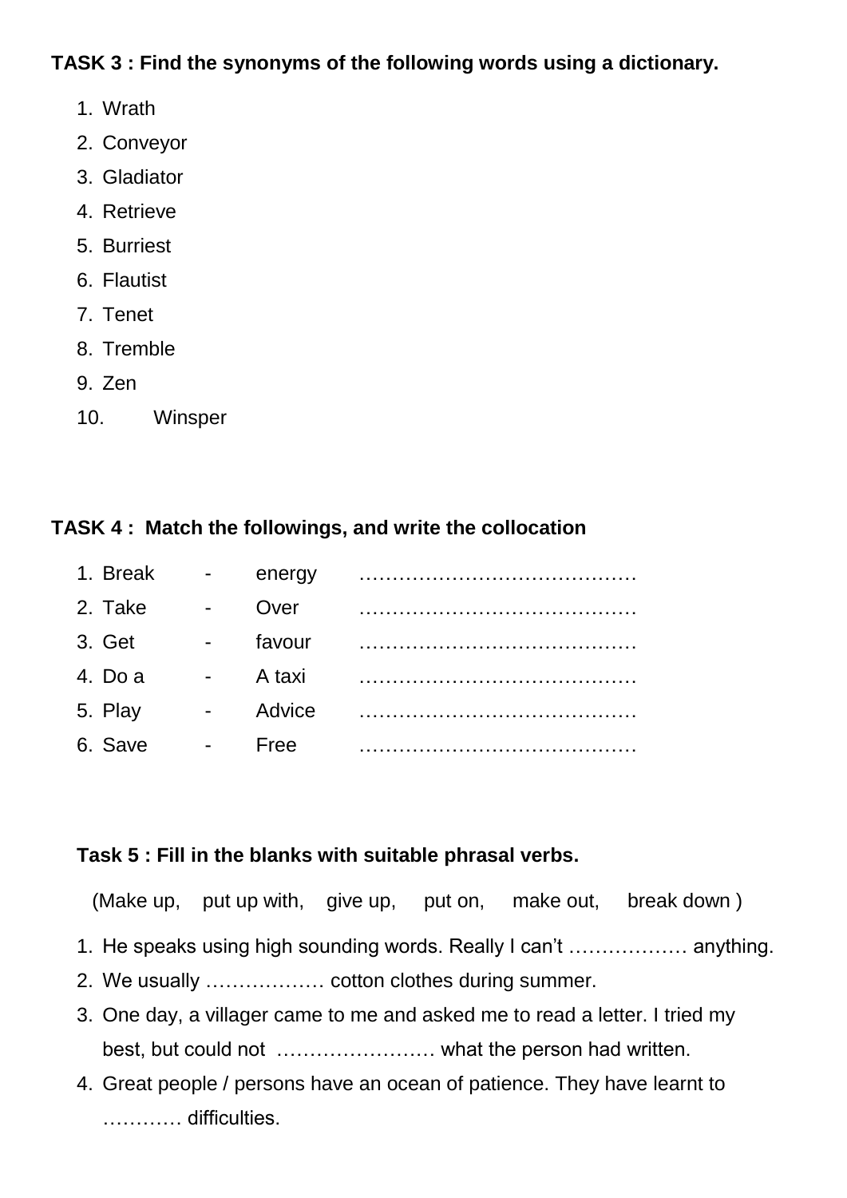**TASK 3 : Find the synonyms of the following words using a dictionary.**

1. Wrath
2. Conveyor
3. Gladiator
4. Retrieve
5. Burriest
6. Flautist
7. Tenet
8. Tremble
9. Zen
10. Winsper

**TASK 4 : Match the followings, and write the collocation**

1. Break - energy ……………………………………
2. Take - Over ……………………………………
3. Get - favour ……………………………………
4. Do a - A taxi ……………………………………
5. Play - Advice ……………………………………
6. Save - Free ……………………………………

**Task 5 : Fill in the blanks with suitable phrasal verbs.**

(Make up, put up with, give up, put on, make out, break down )

1. He speaks using high sounding words. Really I can't ……………… anything.
2. We usually ……………… cotton clothes during summer.
3. One day, a villager came to me and asked me to read a letter. I tried my best, but could not …………………… what the person had written.
4. Great people / persons have an ocean of patience. They have learnt to ………… difficulties.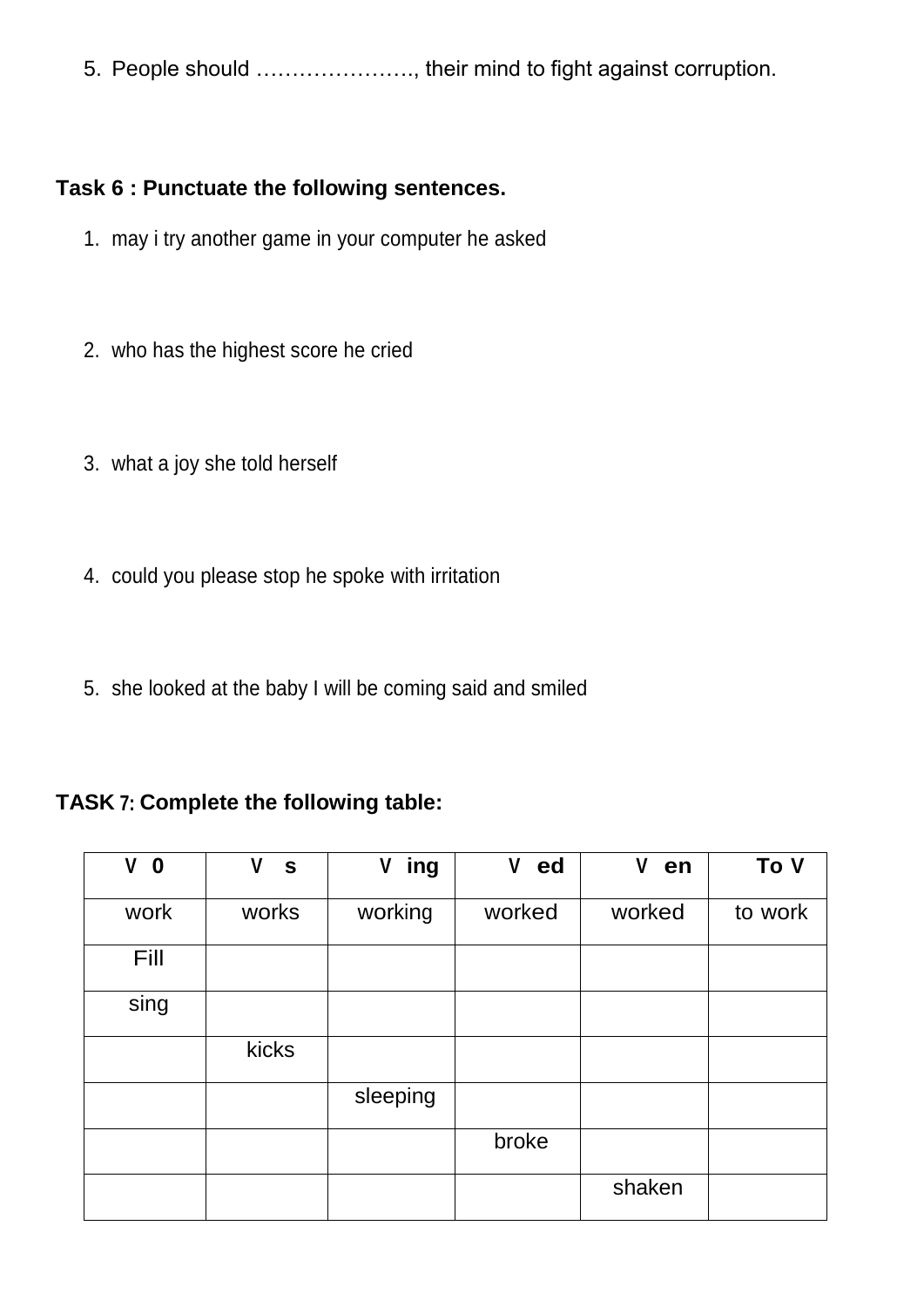5. People should …………………., their mind to fight against corruption.

**Task 6 : Punctuate the following sentences.**

1. may i try another game in your computer he asked

2. who has the highest score he cried

3. what a joy she told herself

4. could you please stop he spoke with irritation

5. she looked at the baby I will be coming said and smiled

**TASK 7: Complete the following table:**

| V 0 | V s | V ing | V ed | V en | To V |
|---|---|---|---|---|---|
| work | works | working | worked | worked | to work |
| Fill | | | | | |
| sing | | | | | |
| | kicks | | | | |
| | | sleeping | | | |
| | | | broke | | |
| | | | | shaken | |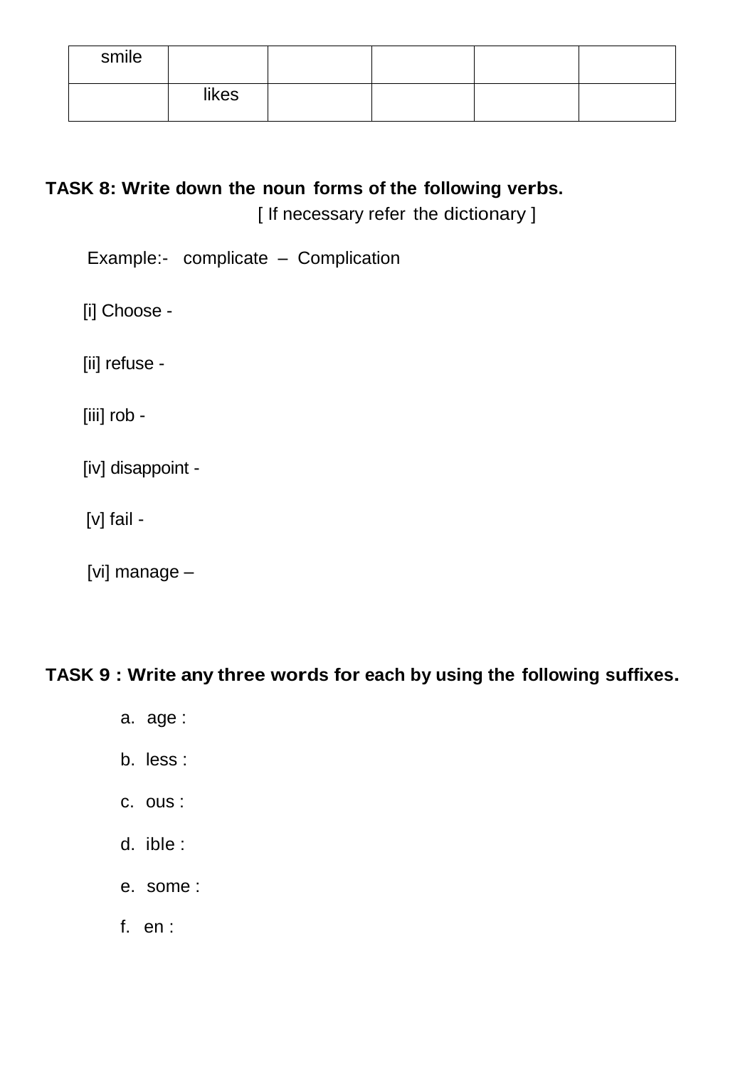| smile | | | | | |
|---|---|---|---|---|---|
| | likes | | | | |

**TASK 8: Write down the noun forms of the following verbs.**
[ If necessary refer the dictionary ]

Example:- complicate – Complication

[i] Choose -

[ii] refuse -

[iii] rob -

[iv] disappoint -

[v] fail -

[vi] manage –

**TASK 9 : Write any three words for each by using the following suffixes.**

a. age :

b. less :

c. ous :

d. ible :

e. some :

f. en :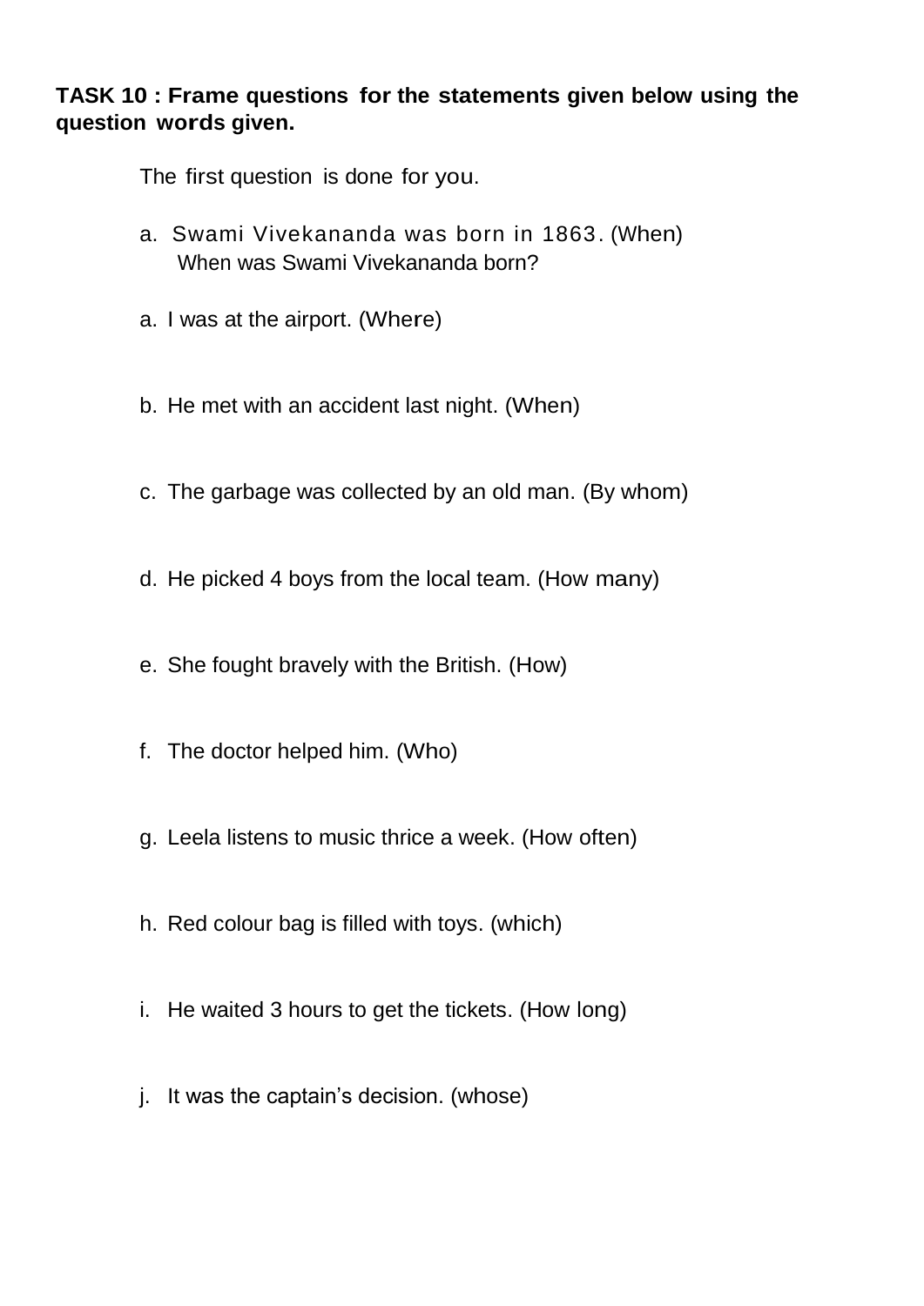**TASK 10 : Frame questions for the statements given below using the question words given.**

The first question is done for you.

a. Swami Vivekananda was born in 1863. (When)
   When was Swami Vivekananda born?

a. I was at the airport. (Where)

b. He met with an accident last night. (When)

c. The garbage was collected by an old man. (By whom)

d. He picked 4 boys from the local team. (How many)

e. She fought bravely with the British. (How)

f. The doctor helped him. (Who)

g. Leela listens to music thrice a week. (How often)

h. Red colour bag is filled with toys. (which)

i. He waited 3 hours to get the tickets. (How long)

j. It was the captain's decision. (whose)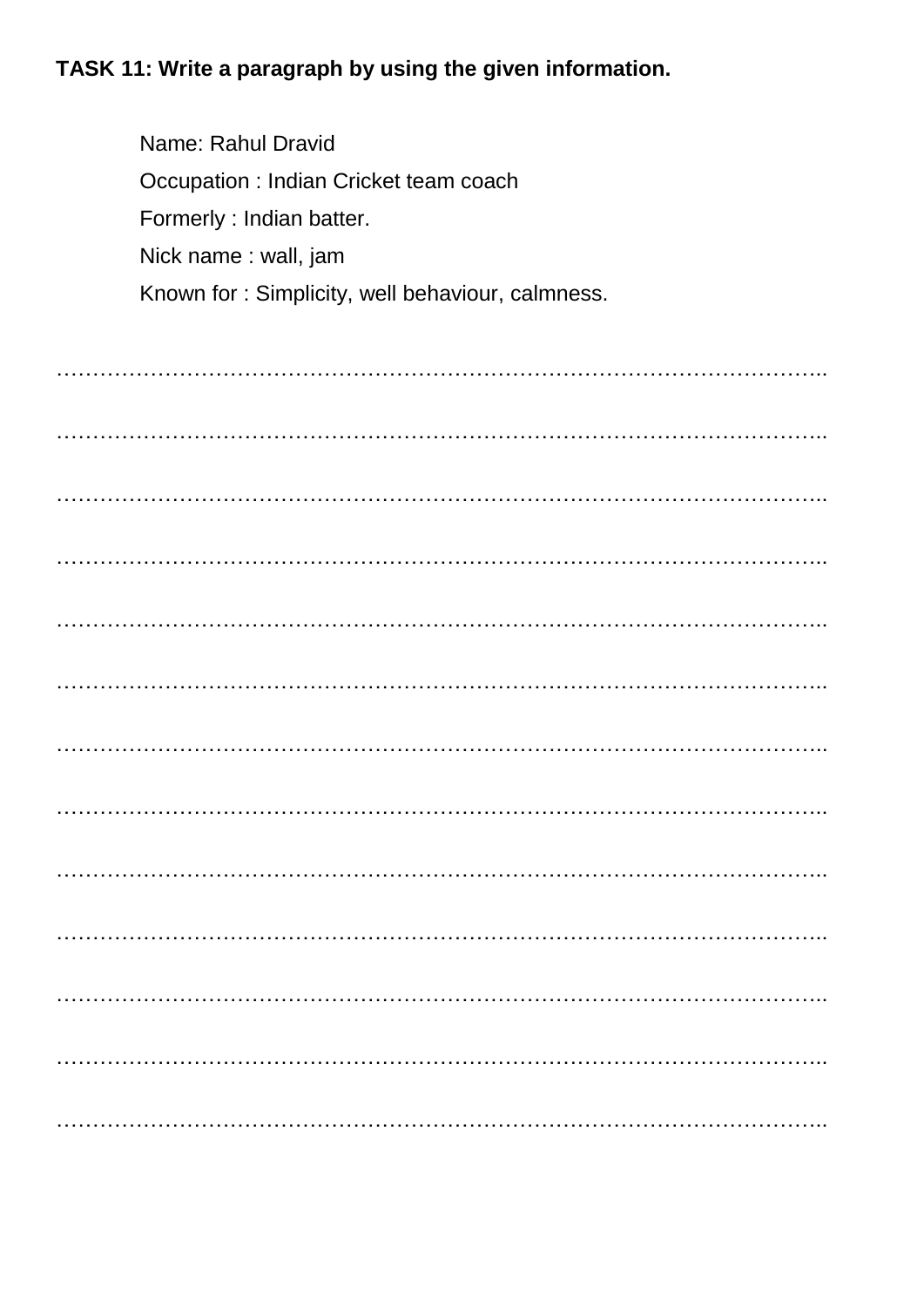**TASK 11: Write a paragraph by using the given information.**

Name: Rahul Dravid

Occupation : Indian Cricket team coach

Formerly : Indian batter.

Nick name : wall, jam

Known for : Simplicity, well behaviour, calmness.

…………………………………………………………………………………………..

…………………………………………………………………………………………..

…………………………………………………………………………………………..

…………………………………………………………………………………………..

…………………………………………………………………………………………..

…………………………………………………………………………………………..

…………………………………………………………………………………………..

…………………………………………………………………………………………..

…………………………………………………………………………………………..

…………………………………………………………………………………………..

…………………………………………………………………………………………..

…………………………………………………………………………………………..

…………………………………………………………………………………………..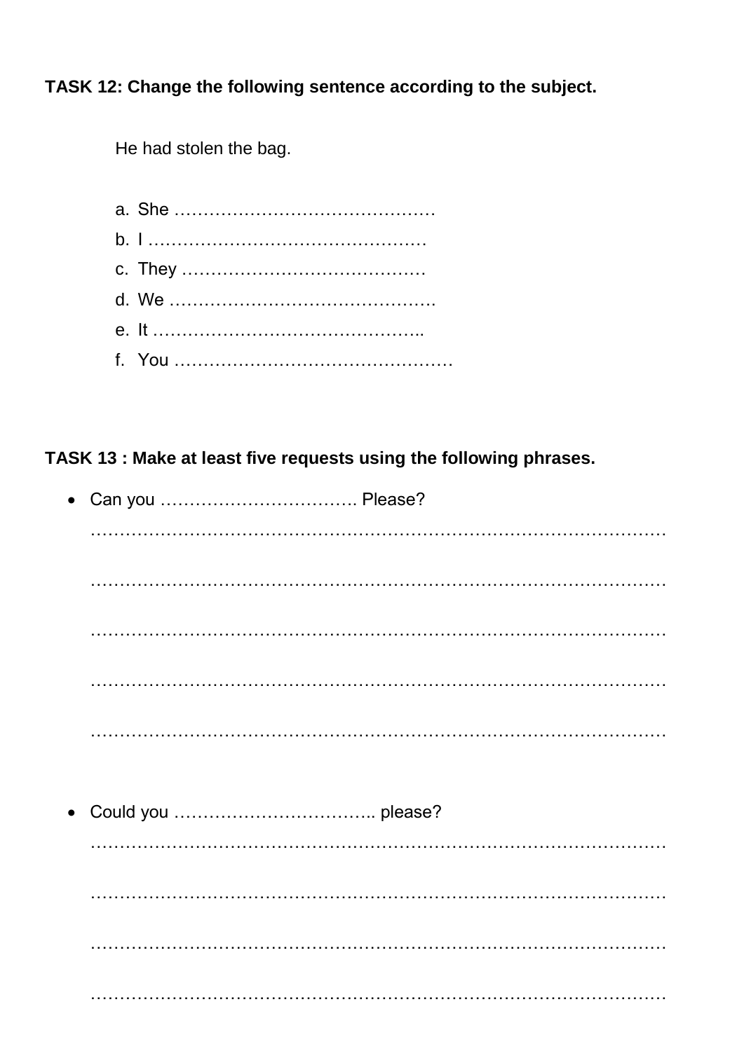**TASK 12: Change the following sentence according to the subject.**

He had stolen the bag.

a. She ………………………………………
b. I …………………………………………
c. They ……………………………………
d. We ………………………………………
e. It ………………………………………..
f. You …………………………………………

**TASK 13 : Make at least five requests using the following phrases.**

- Can you ……………………………. Please?

  ………………………………………………………………………………………

  ………………………………………………………………………………………

  ………………………………………………………………………………………

  ………………………………………………………………………………………

  ………………………………………………………………………………………

- Could you …………………………….. please?

  ………………………………………………………………………………………

  ………………………………………………………………………………………

  ………………………………………………………………………………………

  ………………………………………………………………………………………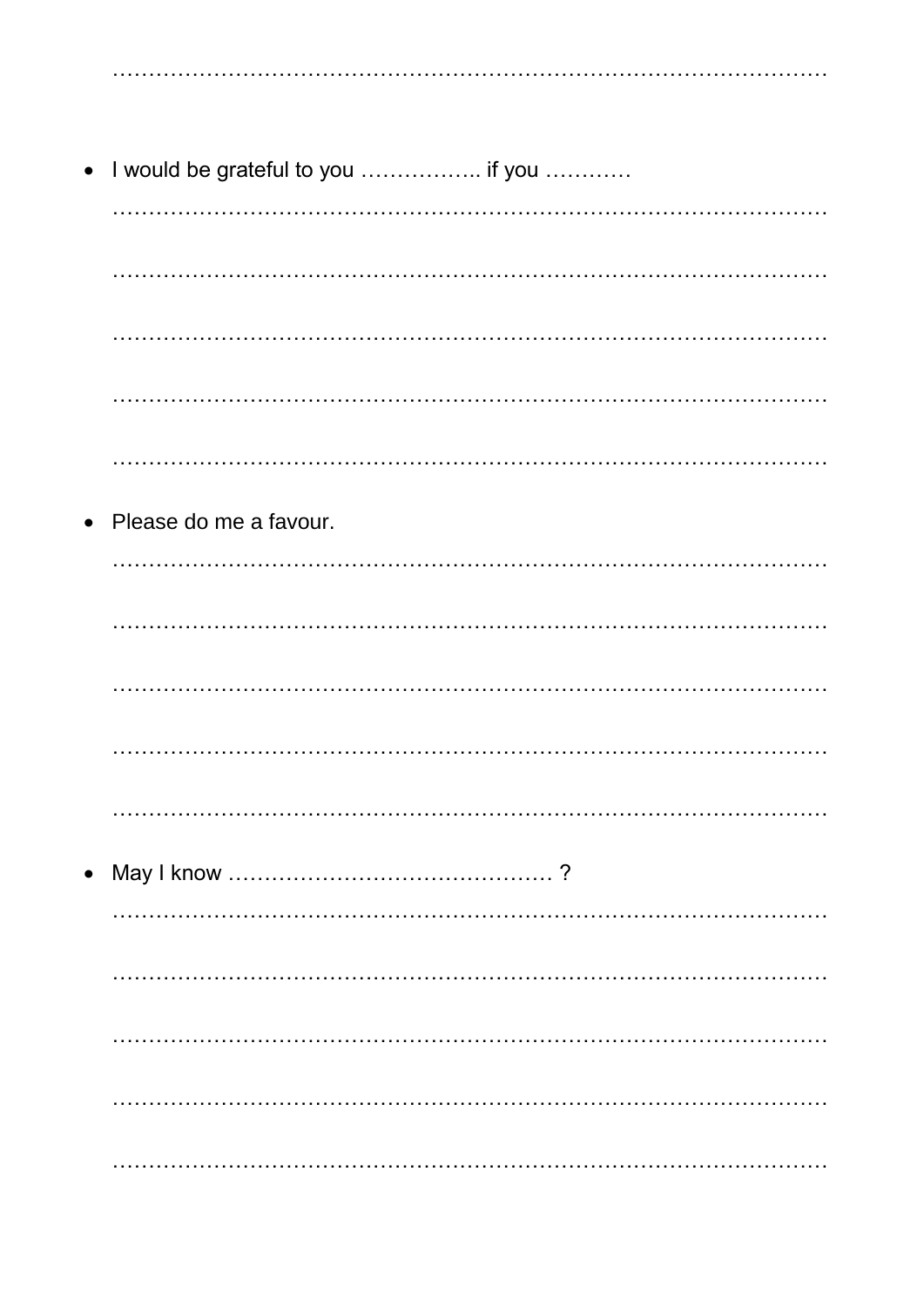…………………………………………………………………………………………

- I would be grateful to you …………….. if you …………

…………………………………………………………………………………………

…………………………………………………………………………………………

…………………………………………………………………………………………

…………………………………………………………………………………………

…………………………………………………………………………………………

- Please do me a favour.

…………………………………………………………………………………………

…………………………………………………………………………………………

…………………………………………………………………………………………

…………………………………………………………………………………………

…………………………………………………………………………………………

- May I know ……………………………………… ?

…………………………………………………………………………………………

…………………………………………………………………………………………

…………………………………………………………………………………………

…………………………………………………………………………………………

…………………………………………………………………………………………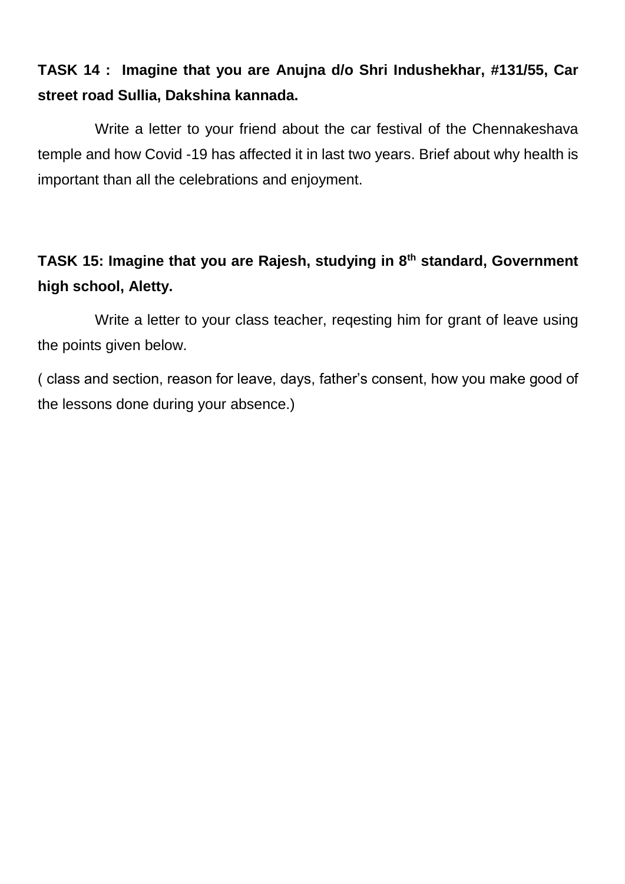**TASK 14 : Imagine that you are Anujna d/o Shri Indushekhar, #131/55, Car street road Sullia, Dakshina kannada.**

Write a letter to your friend about the car festival of the Chennakeshava temple and how Covid -19 has affected it in last two years. Brief about why health is important than all the celebrations and enjoyment.

**TASK 15: Imagine that you are Rajesh, studying in 8th standard, Government high school, Aletty.**

Write a letter to your class teacher, reqesting him for grant of leave using the points given below.

( class and section, reason for leave, days, father's consent, how you make good of the lessons done during your absence.)